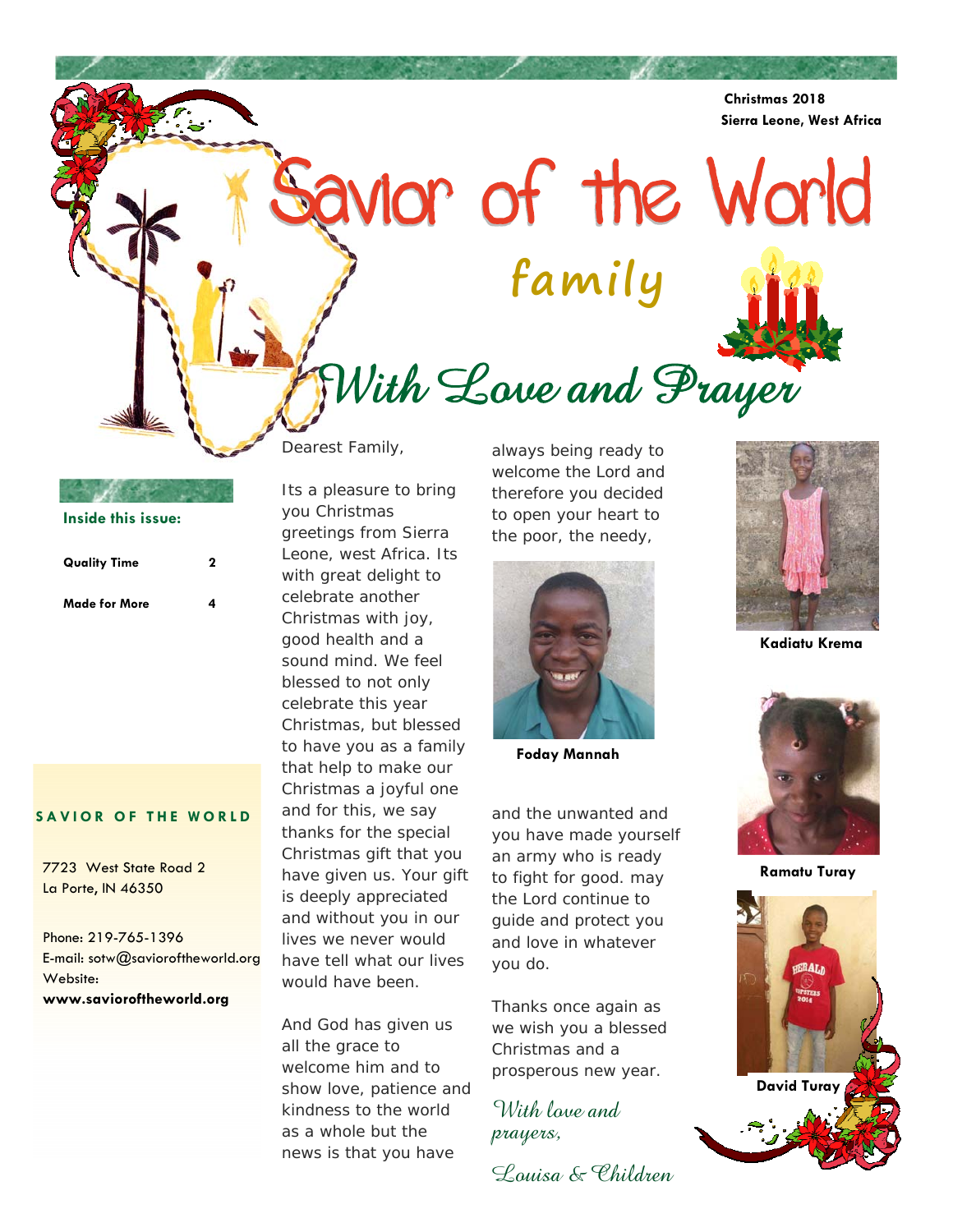**Christmas 2018**
**Sierra Leone, West Africa**

# Savior of the World

## family

## *With Love and Prayer*

**Inside this issue:**

| | |
|---|---|
| **Quality Time** | **2** |
| **Made for More** | **4** |

**SAVIOR OF THE WORLD**

7723 West State Road 2
La Porte, IN 46350

Phone: 219-765-1396
E-mail: sotw@savioroftheworld.org
Website:
**www.savioroftheworld.org**

Dearest Family,

Its a pleasure to bring you Christmas greetings from Sierra Leone, west Africa. Its with great delight to celebrate another Christmas with joy, good health and a sound mind. We feel blessed to not only celebrate this year Christmas, but blessed to have you as a family that help to make our Christmas a joyful one and for this, we say thanks for the special Christmas gift that you have given us. Your gift is deeply appreciated and without you in our lives we never would have tell what our lives would have been.

And God has given us all the grace to welcome him and to show love, patience and kindness to the world as a whole but the news is that you have always being ready to welcome the Lord and therefore you decided to open your heart to the poor, the needy, and the unwanted and you have made yourself an army who is ready to fight for good. may the Lord continue to guide and protect you and love in whatever you do.

Thanks once again as we wish you a blessed Christmas and a prosperous new year.

*With love and prayers,*

*Louisa & Children*

**Foday Mannah**

**Kadiatu Krema**

**Ramatu Turay**

**David Turay**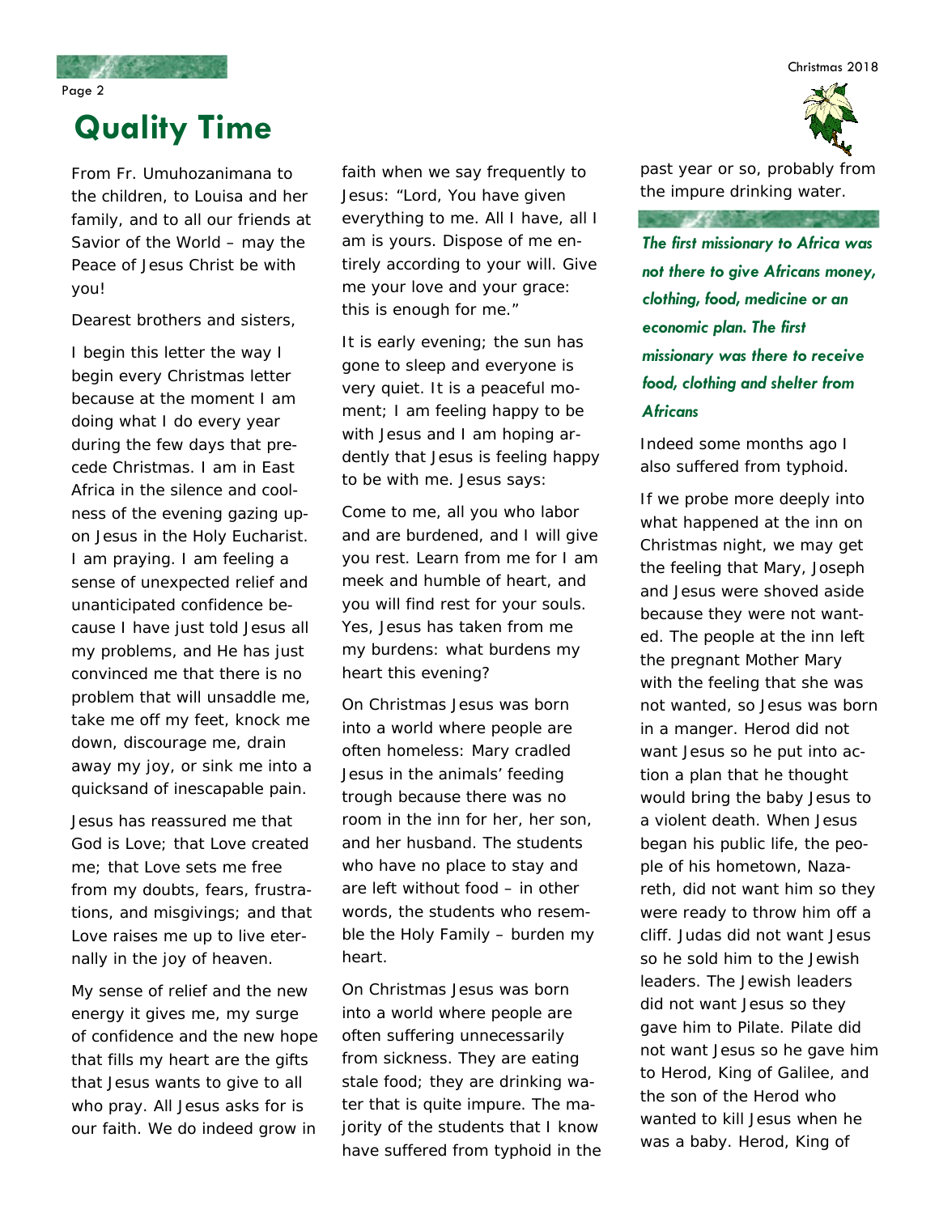# Quality Time

From Fr. Umuhozanimana to the children, to Louisa and her family, and to all our friends at Savior of the World – may the Peace of Jesus Christ be with you!

Dearest brothers and sisters,

I begin this letter the way I begin every Christmas letter because at the moment I am doing what I do every year during the few days that precede Christmas. I am in East Africa in the silence and coolness of the evening gazing upon Jesus in the Holy Eucharist. I am praying. I am feeling a sense of unexpected relief and unanticipated confidence because I have just told Jesus all my problems, and He has just convinced me that there is no problem that will unsaddle me, take me off my feet, knock me down, discourage me, drain away my joy, or sink me into a quicksand of inescapable pain.

Jesus has reassured me that God is Love; that Love created me; that Love sets me free from my doubts, fears, frustrations, and misgivings; and that Love raises me up to live eternally in the joy of heaven.

My sense of relief and the new energy it gives me, my surge of confidence and the new hope that fills my heart are the gifts that Jesus wants to give to all who pray. All Jesus asks for is our faith. We do indeed grow in faith when we say frequently to Jesus: "Lord, You have given everything to me. All I have, all I am is yours. Dispose of me entirely according to your will. Give me your love and your grace: this is enough for me."

It is early evening; the sun has gone to sleep and everyone is very quiet. It is a peaceful moment; I am feeling happy to be with Jesus and I am hoping ardently that Jesus is feeling happy to be with me. Jesus says:

Come to me, all you who labor and are burdened, and I will give you rest. Learn from me for I am meek and humble of heart, and you will find rest for your souls. Yes, Jesus has taken from me my burdens: what burdens my heart this evening?

On Christmas Jesus was born into a world where people are often homeless: Mary cradled Jesus in the animals' feeding trough because there was no room in the inn for her, her son, and her husband. The students who have no place to stay and are left without food – in other words, the students who resemble the Holy Family – burden my heart.

On Christmas Jesus was born into a world where people are often suffering unnecessarily from sickness. They are eating stale food; they are drinking water that is quite impure. The majority of the students that I know have suffered from typhoid in the past year or so, probably from the impure drinking water.

***The first missionary to Africa was not there to give Africans money, clothing, food, medicine or an economic plan. The first missionary was there to receive food, clothing and shelter from Africans***

Indeed some months ago I also suffered from typhoid.

If we probe more deeply into what happened at the inn on Christmas night, we may get the feeling that Mary, Joseph and Jesus were shoved aside because they were not wanted. The people at the inn left the pregnant Mother Mary with the feeling that she was not wanted, so Jesus was born in a manger. Herod did not want Jesus so he put into action a plan that he thought would bring the baby Jesus to a violent death. When Jesus began his public life, the people of his hometown, Nazareth, did not want him so they were ready to throw him off a cliff. Judas did not want Jesus so he sold him to the Jewish leaders. The Jewish leaders did not want Jesus so they gave him to Pilate. Pilate did not want Jesus so he gave him to Herod, King of Galilee, and the son of the Herod who wanted to kill Jesus when he was a baby. Herod, King of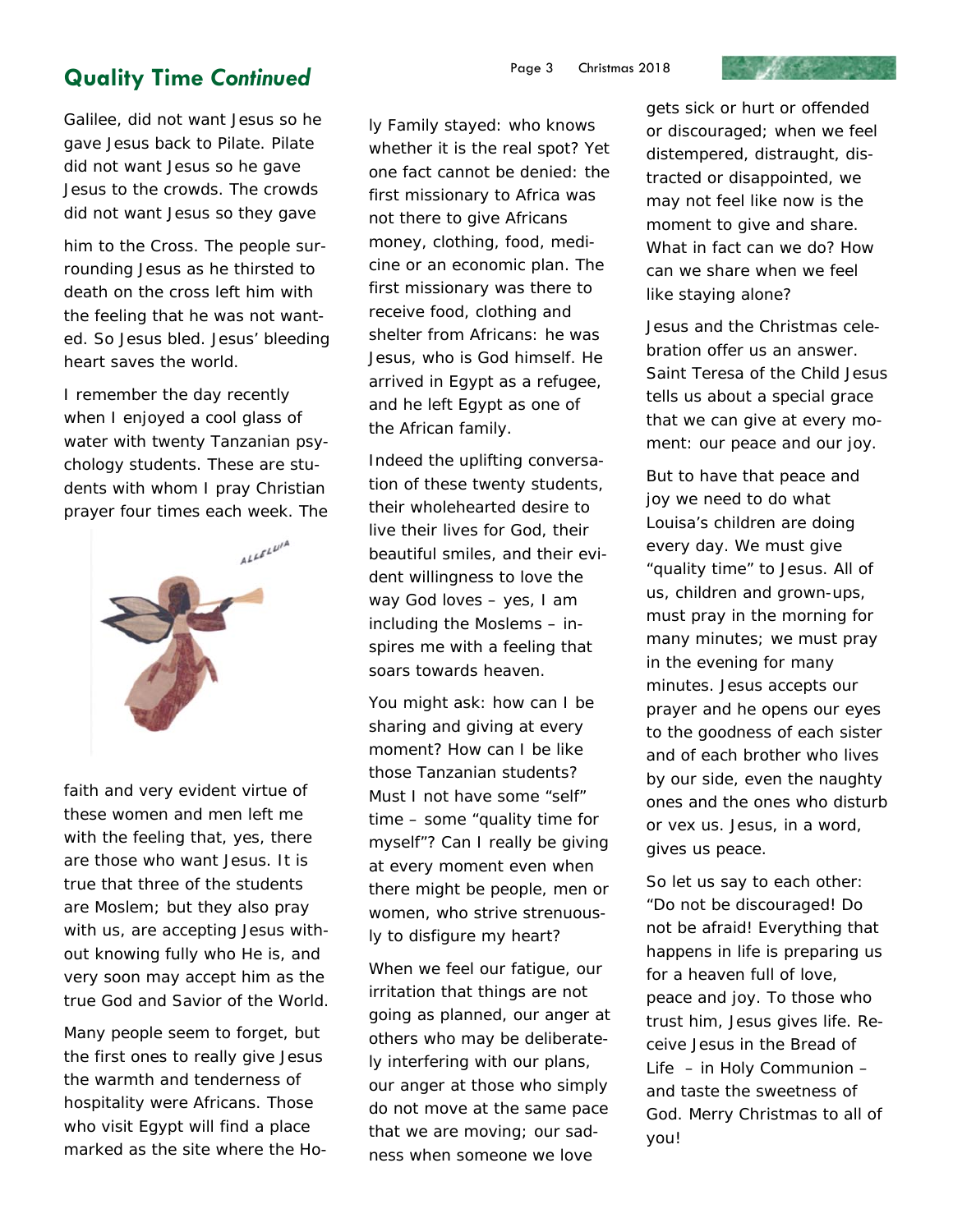## Quality Time *Continued*

Galilee, did not want Jesus so he gave Jesus back to Pilate. Pilate did not want Jesus so he gave Jesus to the crowds. The crowds did not want Jesus so they gave him to the Cross. The people surrounding Jesus as he thirsted to death on the cross left him with the feeling that he was not wanted. So Jesus bled. Jesus' bleeding heart saves the world.

I remember the day recently when I enjoyed a cool glass of water with twenty Tanzanian psychology students. These are students with whom I pray Christian prayer four times each week. The faith and very evident virtue of these women and men left me with the feeling that, yes, there are those who want Jesus. It is true that three of the students are Moslem; but they also pray with us, are accepting Jesus without knowing fully who He is, and very soon may accept him as the true God and Savior of the World.

Many people seem to forget, but the first ones to really give Jesus the warmth and tenderness of hospitality were Africans. Those who visit Egypt will find a place marked as the site where the Holy Family stayed: who knows whether it is the real spot? Yet one fact cannot be denied: the first missionary to Africa was not there to give Africans money, clothing, food, medicine or an economic plan. The first missionary was there to receive food, clothing and shelter from Africans: he was Jesus, who is God himself. He arrived in Egypt as a refugee, and he left Egypt as one of the African family.

Indeed the uplifting conversation of these twenty students, their wholehearted desire to live their lives for God, their beautiful smiles, and their evident willingness to love the way God loves – yes, I am including the Moslems – inspires me with a feeling that soars towards heaven.

You might ask: how can I be sharing and giving at every moment? How can I be like those Tanzanian students? Must I not have some "self" time – some "quality time for myself"? Can I really be giving at every moment even when there might be people, men or women, who strive strenuously to disfigure my heart?

When we feel our fatigue, our irritation that things are not going as planned, our anger at others who may be deliberately interfering with our plans, our anger at those who simply do not move at the same pace that we are moving; our sadness when someone we love gets sick or hurt or offended or discouraged; when we feel distempered, distraught, distracted or disappointed, we may not feel like now is the moment to give and share. What in fact can we do? How can we share when we feel like staying alone?

Jesus and the Christmas celebration offer us an answer. Saint Teresa of the Child Jesus tells us about a special grace that we can give at every moment: our peace and our joy.

But to have that peace and joy we need to do what Louisa's children are doing every day. We must give "quality time" to Jesus. All of us, children and grown-ups, must pray in the morning for many minutes; we must pray in the evening for many minutes. Jesus accepts our prayer and he opens our eyes to the goodness of each sister and of each brother who lives by our side, even the naughty ones and the ones who disturb or vex us. Jesus, in a word, gives us peace.

So let us say to each other: "Do not be discouraged! Do not be afraid! Everything that happens in life is preparing us for a heaven full of love, peace and joy. To those who trust him, Jesus gives life. Receive Jesus in the Bread of Life – in Holy Communion – and taste the sweetness of God. Merry Christmas to all of you!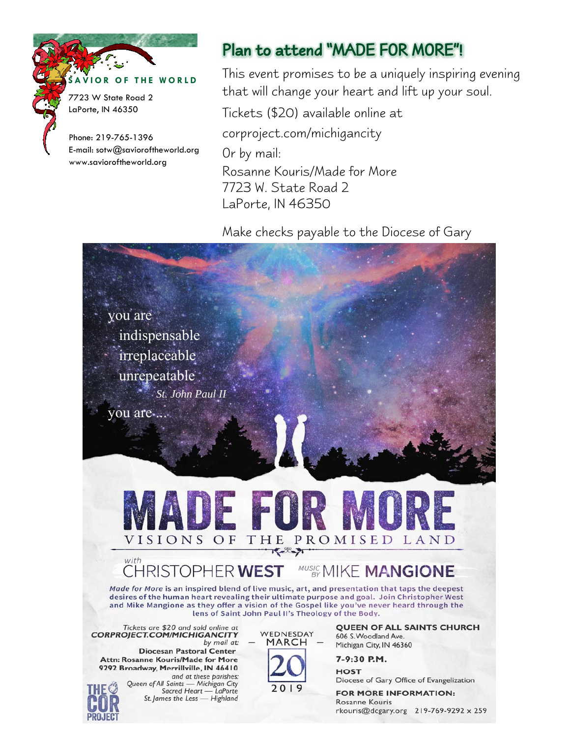**SAVIOR OF THE WORLD**

7723 W State Road 2
LaPorte, IN 46350

Phone: 219-765-1396
E-mail: sotw@savioroftheworld.org
www.savioroftheworld.org

## Plan to attend "MADE FOR MORE"!

This event promises to be a uniquely inspiring evening that will change your heart and lift up your soul.

Tickets ($20) available online at
corproject.com/michigancity

Or by mail:
Rosanne Kouris/Made for More
7723 W. State Road 2
LaPorte, IN 46350

Make checks payable to the Diocese of Gary

you are
indispensable
irreplaceable
unrepeatable
*St. John Paul II*
you are ...

# MADE FOR MORE

VISIONS OF THE PROMISED LAND

*with* CHRISTOPHER **WEST** *MUSIC BY* MIKE **MANGIONE**

*Made for More* is an inspired blend of live music, art, and presentation that taps the deepest desires of the human heart revealing their ultimate purpose and goal. Join Christopher West and Mike Mangione as they offer a vision of the Gospel like you've never heard through the lens of Saint John Paul II's Theology of the Body.

*Tickets are $20 and sold online at*
***CORPROJECT.COM/MICHIGANCITY***
*by mail at:*
**Diocesan Pastoral Center**
**Attn: Rosanne Kouris/Made for More**
**9292 Broadway, Merrillville, IN 46410**
*and at these parishes:*
*Queen of All Saints — Michigan City*
*Sacred Heart — LaPorte*
*St. James the Less — Highland*

THE COR PROJECT

WEDNESDAY
MARCH
20
2019

**QUEEN OF ALL SAINTS CHURCH**
606 S. Woodland Ave.
Michigan City, IN 46360

**7-9:30 P.M.**

**HOST**
Diocese of Gary Office of Evangelization

**FOR MORE INFORMATION:**
Rosanne Kouris
rkouris@dcgary.org 219-769-9292 x 259